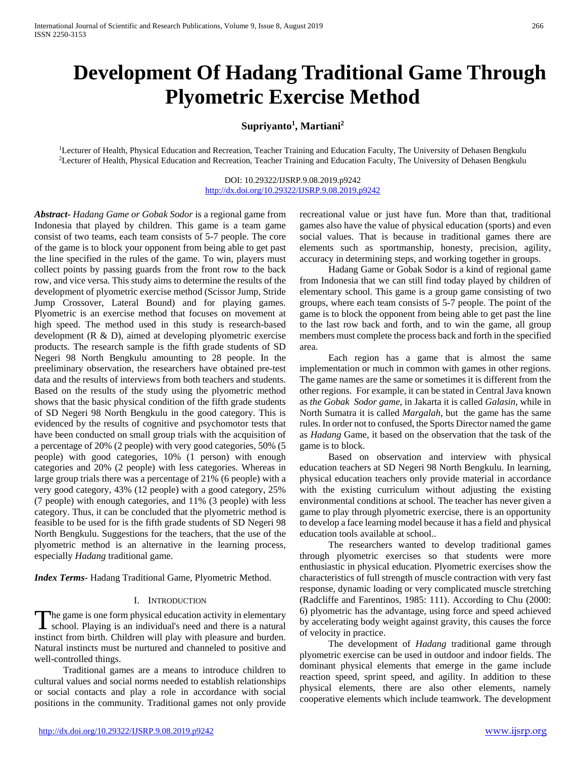# Development Of Hadang Traditional Game Through Plyometric Exercise Method

**Supriyanto[1], Martiani[2]**

[1]Lecturer of Health, Physical Education and Recreation, Teacher Training and Education Faculty, The University of Dehasen Bengkulu
[2]Lecturer of Health, Physical Education and Recreation, Teacher Training and Education Faculty, The University of Dehasen Bengkulu

DOI: 10.29322/IJSRP.9.08.2019.p9242
http://dx.doi.org/10.29322/IJSRP.9.08.2019.p9242

***Abstract***- *Hadang Game or Gobak Sodor* is a regional game from Indonesia that played by children. This game is a team game consist of two teams, each team consists of 5-7 people. The core of the game is to block your opponent from being able to get past the line specified in the rules of the game. To win, players must collect points by passing guards from the front row to the back row, and vice versa. This study aims to determine the results of the development of plyometric exercise method (Scissor Jump, Stride Jump Crossover, Lateral Bound) and for playing games. Plyometric is an exercise method that focuses on movement at high speed. The method used in this study is research-based development (R & D), aimed at developing plyometric exercise products. The research sample is the fifth grade students of SD Negeri 98 North Bengkulu amounting to 28 people. In the preeliminary observation, the researchers have obtained pre-test data and the results of interviews from both teachers and students. Based on the results of the study using the plyometric method shows that the basic physical condition of the fifth grade students of SD Negeri 98 North Bengkulu in the good category. This is evidenced by the results of cognitive and psychomotor tests that have been conducted on small group trials with the acquisition of a percentage of 20% (2 people) with very good categories, 50% (5 people) with good categories, 10% (1 person) with enough categories and 20% (2 people) with less categories. Whereas in large group trials there was a percentage of 21% (6 people) with a very good category, 43% (12 people) with a good category, 25% (7 people) with enough categories, and 11% (3 people) with less category. Thus, it can be concluded that the plyometric method is feasible to be used for is the fifth grade students of SD Negeri 98 North Bengkulu. Suggestions for the teachers, that the use of the plyometric method is an alternative in the learning process, especially *Hadang* traditional game.

***Index Terms***- Hadang Traditional Game, Plyometric Method.

## I. Introduction

The game is one form physical education activity in elementary school. Playing is an individual's need and there is a natural instinct from birth. Children will play with pleasure and burden. Natural instincts must be nurtured and channeled to positive and well-controlled things.

Traditional games are a means to introduce children to cultural values and social norms needed to establish relationships or social contacts and play a role in accordance with social positions in the community. Traditional games not only provide recreational value or just have fun. More than that, traditional games also have the value of physical education (sports) and even social values. That is because in traditional games there are elements such as sportmanship, honesty, precision, agility, accuracy in determining steps, and working together in groups.

Hadang Game or Gobak Sodor is a kind of regional game from Indonesia that we can still find today played by children of elementary school. This game is a group game consisting of two groups, where each team consists of 5-7 people. The point of the game is to block the opponent from being able to get past the line to the last row back and forth, and to win the game, all group members must complete the process back and forth in the specified area.

Each region has a game that is almost the same implementation or much in common with games in other regions. The game names are the same or sometimes it is different from the other regions. For example, it can be stated in Central Java known as *the Gobak Sodor game*, in Jakarta it is called *Galasin*, while in North Sumatra it is called *Margalah*, but the game has the same rules. In order not to confused, the Sports Director named the game as *Hadang* Game, it based on the observation that the task of the game is to block.

Based on observation and interview with physical education teachers at SD Negeri 98 North Bengkulu. In learning, physical education teachers only provide material in accordance with the existing curriculum without adjusting the existing environmental conditions at school. The teacher has never given a game to play through plyometric exercise, there is an opportunity to develop a face learning model because it has a field and physical education tools available at school..

The researchers wanted to develop traditional games through plyometric exercises so that students were more enthusiastic in physical education. Plyometric exercises show the characteristics of full strength of muscle contraction with very fast response, dynamic loading or very complicated muscle stretching (Radcliffe and Farentinos, 1985: 111). According to Chu (2000: 6) plyometric has the advantage, using force and speed achieved by accelerating body weight against gravity, this causes the force of velocity in practice.

The development of *Hadang* traditional game through plyometric exercise can be used in outdoor and indoor fields. The dominant physical elements that emerge in the game include reaction speed, sprint speed, and agility. In addition to these physical elements, there are also other elements, namely cooperative elements which include teamwork. The development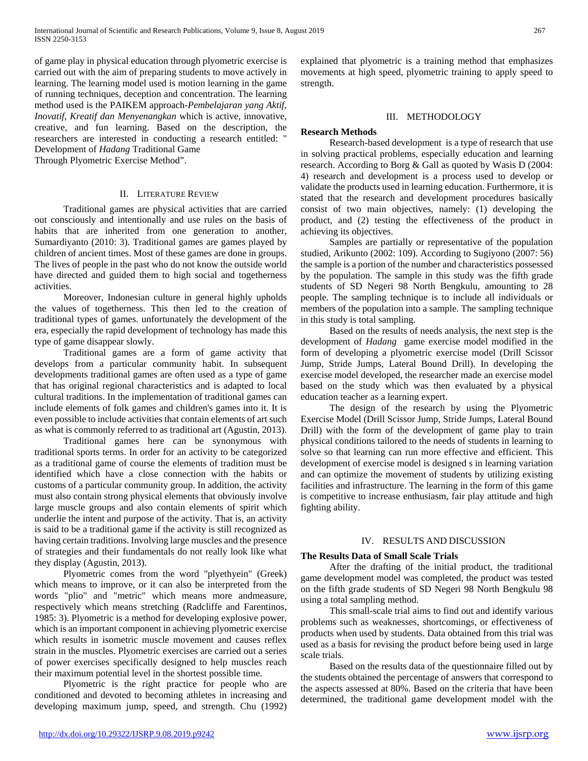of game play in physical education through plyometric exercise is carried out with the aim of preparing students to move actively in learning. The learning model used is motion learning in the game of running techniques, deception and concentration. The learning method used is the PAIKEM approach-*Pembelajaran yang Aktif, Inovatif, Kreatif dan Menyenangkan* which is active, innovative, creative, and fun learning. Based on the description, the researchers are interested in conducting a research entitled: " Development of *Hadang* Traditional Game
Through Plyometric Exercise Method".

## II. Literature Review

Traditional games are physical activities that are carried out consciously and intentionally and use rules on the basis of habits that are inherited from one generation to another, Sumardiyanto (2010: 3). Traditional games are games played by children of ancient times. Most of these games are done in groups. The lives of people in the past who do not know the outside world have directed and guided them to high social and togetherness activities.

Moreover, Indonesian culture in general highly upholds the values of togetherness. This then led to the creation of traditional types of games. unfortunately the development of the era, especially the rapid development of technology has made this type of game disappear slowly.

Traditional games are a form of game activity that develops from a particular community habit. In subsequent developments traditional games are often used as a type of game that has original regional characteristics and is adapted to local cultural traditions. In the implementation of traditional games can include elements of folk games and children's games into it. It is even possible to include activities that contain elements of art such as what is commonly referred to as traditional art (Agustin, 2013).

Traditional games here can be synonymous with traditional sports terms. In order for an activity to be categorized as a traditional game of course the elements of tradition must be identified which have a close connection with the habits or customs of a particular community group. In addition, the activity must also contain strong physical elements that obviously involve large muscle groups and also contain elements of spirit which underlie the intent and purpose of the activity. That is, an activity is said to be a traditional game if the activity is still recognized as having certain traditions. Involving large muscles and the presence of strategies and their fundamentals do not really look like what they display (Agustin, 2013).

Plyometric comes from the word "plyethyein" (Greek) which means to improve, or it can also be interpreted from the words "plio" and "metric" which means more andmeasure, respectively which means stretching (Radcliffe and Farentinos, 1985: 3). Plyometric is a method for developing explosive power, which is an important component in achieving plyometric exercise which results in isometric muscle movement and causes reflex strain in the muscles. Plyometric exercises are carried out a series of power exercises specifically designed to help muscles reach their maximum potential level in the shortest possible time.

Plyometric is the right practice for people who are conditioned and devoted to becoming athletes in increasing and developing maximum jump, speed, and strength. Chu (1992) explained that plyometric is a training method that emphasizes movements at high speed, plyometric training to apply speed to strength.

## III. Methodology

### Research Methods

Research-based development is a type of research that use in solving practical problems, especially education and learning research. According to Borg & Gall as quoted by Wasis D (2004: 4) research and development is a process used to develop or validate the products used in learning education. Furthermore, it is stated that the research and development procedures basically consist of two main objectives, namely: (1) developing the product, and (2) testing the effectiveness of the product in achieving its objectives.

Samples are partially or representative of the population studied, Arikunto (2002: 109). According to Sugiyono (2007: 56) the sample is a portion of the number and characteristics possessed by the population. The sample in this study was the fifth grade students of SD Negeri 98 North Bengkulu, amounting to 28 people. The sampling technique is to include all individuals or members of the population into a sample. The sampling technique in this study is total sampling.

Based on the results of needs analysis, the next step is the development of *Hadang* game exercise model modified in the form of developing a plyometric exercise model (Drill Scissor Jump, Stride Jumps, Lateral Bound Drill). In developing the exercise model developed, the researcher made an exercise model based on the study which was then evaluated by a physical education teacher as a learning expert.

The design of the research by using the Plyometric Exercise Model (Drill Scissor Jump, Stride Jumps, Lateral Bound Drill) with the form of the development of game play to train physical conditions tailored to the needs of students in learning to solve so that learning can run more effective and efficient. This development of exercise model is designed s in learning variation and can optimize the movement of students by utilizing existing facilities and infrastructure. The learning in the form of this game is competitive to increase enthusiasm, fair play attitude and high fighting ability.

## IV. Results and Discussion

### The Results Data of Small Scale Trials

After the drafting of the initial product, the traditional game development model was completed, the product was tested on the fifth grade students of SD Negeri 98 North Bengkulu 98 using a total sampling method.

This small-scale trial aims to find out and identify various problems such as weaknesses, shortcomings, or effectiveness of products when used by students. Data obtained from this trial was used as a basis for revising the product before being used in large scale trials.

Based on the results data of the questionnaire filled out by the students obtained the percentage of answers that correspond to the aspects assessed at 80%. Based on the criteria that have been determined, the traditional game development model with the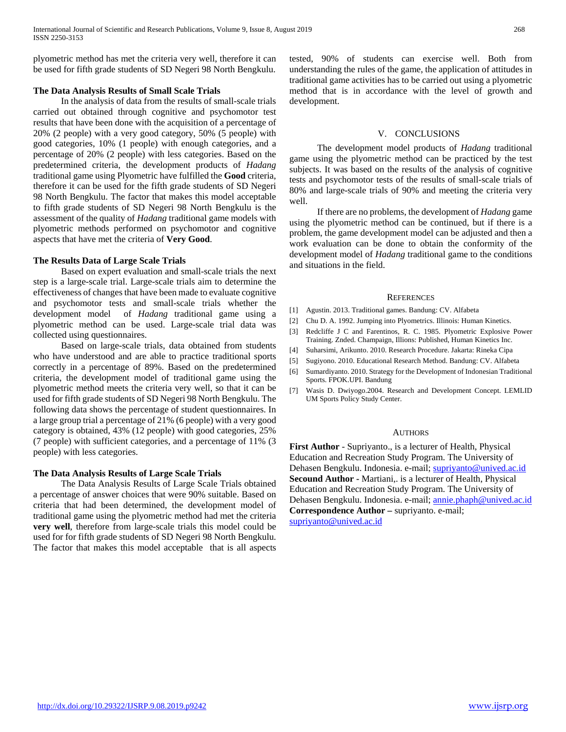plyometric method has met the criteria very well, therefore it can be used for fifth grade students of SD Negeri 98 North Bengkulu.

### The Data Analysis Results of Small Scale Trials

In the analysis of data from the results of small-scale trials carried out obtained through cognitive and psychomotor test results that have been done with the acquisition of a percentage of 20% (2 people) with a very good category, 50% (5 people) with good categories, 10% (1 people) with enough categories, and a percentage of 20% (2 people) with less categories. Based on the predetermined criteria, the development products of *Hadang* traditional game using Plyometric have fulfilled the **Good** criteria, therefore it can be used for the fifth grade students of SD Negeri 98 North Bengkulu. The factor that makes this model acceptable to fifth grade students of SD Negeri 98 North Bengkulu is the assessment of the quality of *Hadang* traditional game models with plyometric methods performed on psychomotor and cognitive aspects that have met the criteria of **Very Good**.

### The Results Data of Large Scale Trials

Based on expert evaluation and small-scale trials the next step is a large-scale trial. Large-scale trials aim to determine the effectiveness of changes that have been made to evaluate cognitive and psychomotor tests and small-scale trials whether the development model of *Hadang* traditional game using a plyometric method can be used. Large-scale trial data was collected using questionnaires.

Based on large-scale trials, data obtained from students who have understood and are able to practice traditional sports correctly in a percentage of 89%. Based on the predetermined criteria, the development model of traditional game using the plyometric method meets the criteria very well, so that it can be used for fifth grade students of SD Negeri 98 North Bengkulu. The following data shows the percentage of student questionnaires. In a large group trial a percentage of 21% (6 people) with a very good category is obtained, 43% (12 people) with good categories, 25% (7 people) with sufficient categories, and a percentage of 11% (3 people) with less categories.

### The Data Analysis Results of Large Scale Trials

The Data Analysis Results of Large Scale Trials obtained a percentage of answer choices that were 90% suitable. Based on criteria that had been determined, the development model of traditional game using the plyometric method had met the criteria **very well**, therefore from large-scale trials this model could be used for for fifth grade students of SD Negeri 98 North Bengkulu. The factor that makes this model acceptable that is all aspects tested, 90% of students can exercise well. Both from understanding the rules of the game, the application of attitudes in traditional game activities has to be carried out using a plyometric method that is in accordance with the level of growth and development.

## V. Conclusions

The development model products of *Hadang* traditional game using the plyometric method can be practiced by the test subjects. It was based on the results of the analysis of cognitive tests and psychomotor tests of the results of small-scale trials of 80% and large-scale trials of 90% and meeting the criteria very well.

If there are no problems, the development of *Hadang* game using the plyometric method can be continued, but if there is a problem, the game development model can be adjusted and then a work evaluation can be done to obtain the conformity of the development model of *Hadang* traditional game to the conditions and situations in the field.

## References

[1] Agustin. 2013. Traditional games. Bandung: CV. Alfabeta

[2] Chu D. A. 1992. Jumping into Plyometrics. Illinois: Human Kinetics.

[3] Redcliffe J C and Farentinos, R. C. 1985. Plyometric Explosive Power Training. Znded. Champaign, Illions: Published, Human Kinetics Inc.

[4] Suharsimi, Arikunto. 2010. Research Procedure. Jakarta: Rineka Cipa

[5] Sugiyono. 2010. Educational Research Method. Bandung: CV. Alfabeta

[6] Sumardiyanto. 2010. Strategy for the Development of Indonesian Traditional Sports. FPOK.UPI. Bandung

[7] Wasis D. Dwiyogo.2004. Research and Development Concept. LEMLID UM Sports Policy Study Center.

## Authors

**First Author** - Supriyanto., is a lecturer of Health, Physical Education and Recreation Study Program. The University of Dehasen Bengkulu. Indonesia. e-mail; supriyanto@unived.ac.id
**Secound Author** - Martiani,. is a lecturer of Health, Physical Education and Recreation Study Program. The University of Dehasen Bengkulu. Indonesia. e-mail; annie.phaph@unived.ac.id
**Correspondence Author –** supriyanto. e-mail; supriyanto@unived.ac.id